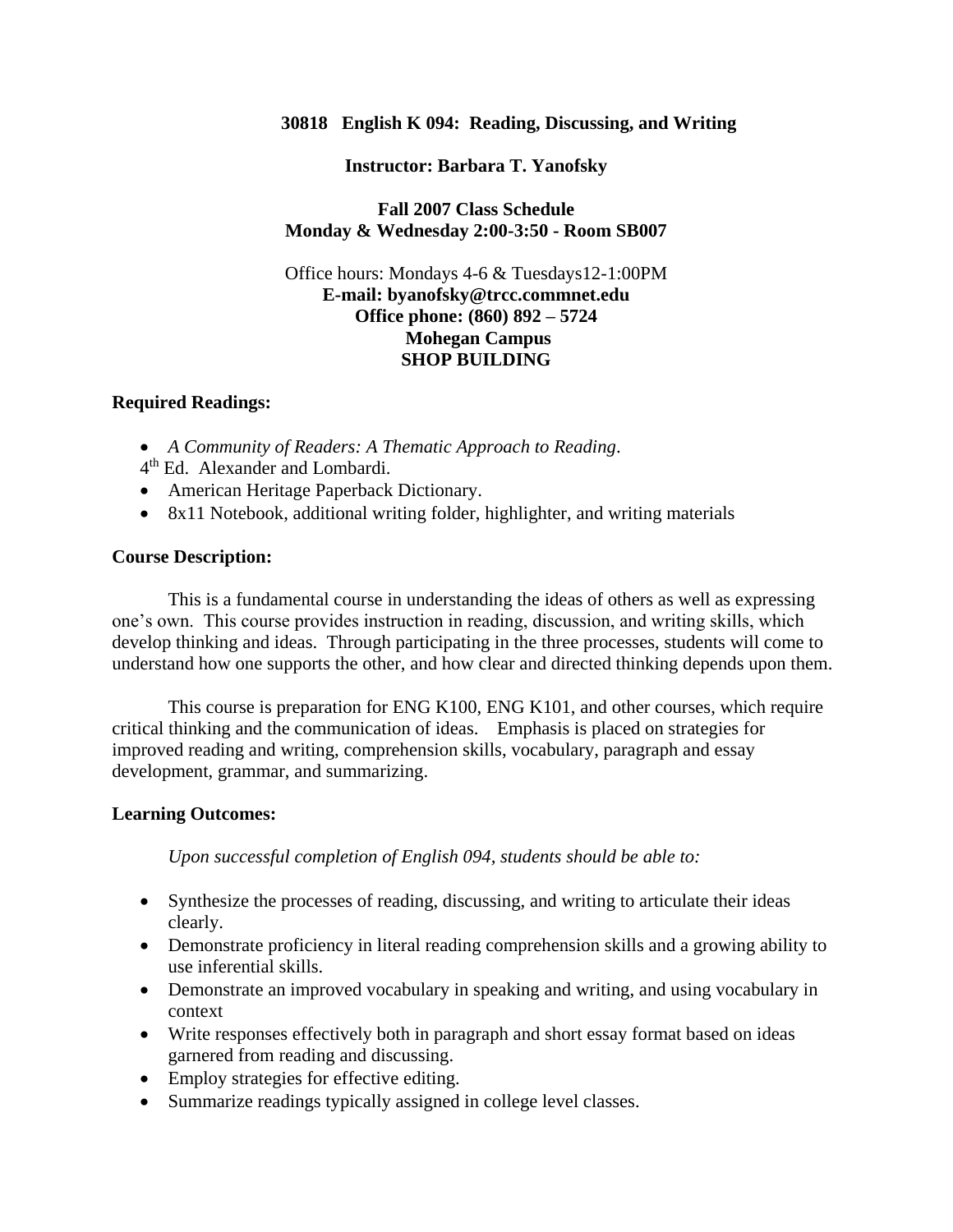**30818 English K 094: Reading, Discussing, and Writing**

**Instructor: Barbara T. Yanofsky**

**Fall 2007 Class Schedule**
**Monday & Wednesday 2:00-3:50 - Room SB007**

Office hours: Mondays 4-6 & Tuesdays12-1:00PM
**E-mail: byanofsky@trcc.commnet.edu**
**Office phone: (860) 892 – 5724**
**Mohegan Campus**
**SHOP BUILDING**

**Required Readings:**

- *A Community of Readers: A Thematic Approach to Reading*.
4th Ed. Alexander and Lombardi.
- American Heritage Paperback Dictionary.
- 8x11 Notebook, additional writing folder, highlighter, and writing materials

**Course Description:**

This is a fundamental course in understanding the ideas of others as well as expressing one's own. This course provides instruction in reading, discussion, and writing skills, which develop thinking and ideas. Through participating in the three processes, students will come to understand how one supports the other, and how clear and directed thinking depends upon them.

This course is preparation for ENG K100, ENG K101, and other courses, which require critical thinking and the communication of ideas. Emphasis is placed on strategies for improved reading and writing, comprehension skills, vocabulary, paragraph and essay development, grammar, and summarizing.

**Learning Outcomes:**

*Upon successful completion of English 094, students should be able to:*

- Synthesize the processes of reading, discussing, and writing to articulate their ideas clearly.
- Demonstrate proficiency in literal reading comprehension skills and a growing ability to use inferential skills.
- Demonstrate an improved vocabulary in speaking and writing, and using vocabulary in context
- Write responses effectively both in paragraph and short essay format based on ideas garnered from reading and discussing.
- Employ strategies for effective editing.
- Summarize readings typically assigned in college level classes.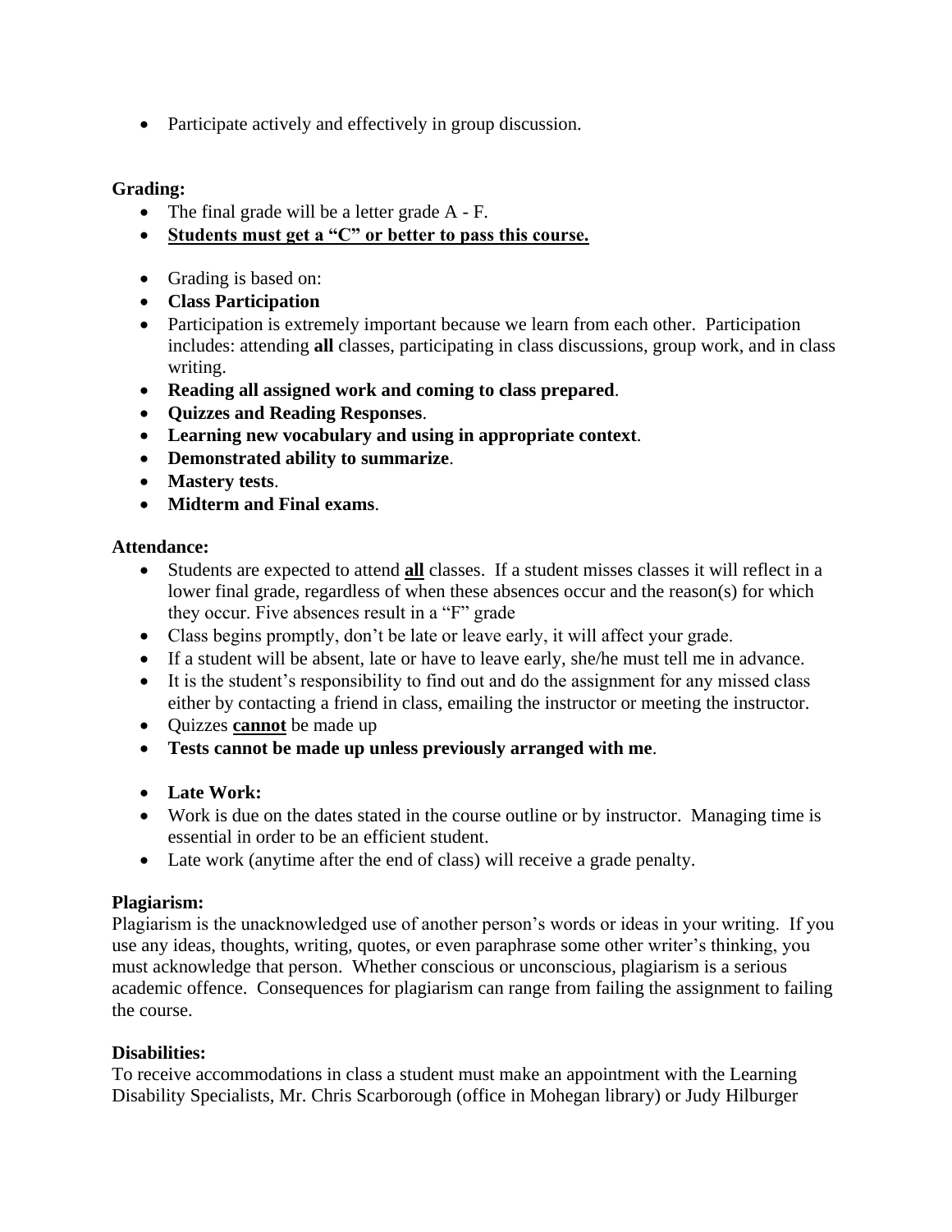- Participate actively and effectively in group discussion.

**Grading:**

- The final grade will be a letter grade A - F.
- **<u>Students must get a "C" or better to pass this course.</u>**

- Grading is based on:
- **Class Participation**
- Participation is extremely important because we learn from each other. Participation includes: attending **all** classes, participating in class discussions, group work, and in class writing.
- **Reading all assigned work and coming to class prepared**.
- **Quizzes and Reading Responses**.
- **Learning new vocabulary and using in appropriate context**.
- **Demonstrated ability to summarize**.
- **Mastery tests**.
- **Midterm and Final exams**.

**Attendance:**

- Students are expected to attend **<u>all</u>** classes. If a student misses classes it will reflect in a lower final grade, regardless of when these absences occur and the reason(s) for which they occur. Five absences result in a "F" grade
- Class begins promptly, don't be late or leave early, it will affect your grade.
- If a student will be absent, late or have to leave early, she/he must tell me in advance.
- It is the student's responsibility to find out and do the assignment for any missed class either by contacting a friend in class, emailing the instructor or meeting the instructor.
- Quizzes **<u>cannot</u>** be made up
- **Tests cannot be made up unless previously arranged with me**.

- **Late Work:**
- Work is due on the dates stated in the course outline or by instructor. Managing time is essential in order to be an efficient student.
- Late work (anytime after the end of class) will receive a grade penalty.

**Plagiarism:**

Plagiarism is the unacknowledged use of another person's words or ideas in your writing. If you use any ideas, thoughts, writing, quotes, or even paraphrase some other writer's thinking, you must acknowledge that person. Whether conscious or unconscious, plagiarism is a serious academic offence. Consequences for plagiarism can range from failing the assignment to failing the course.

**Disabilities:**

To receive accommodations in class a student must make an appointment with the Learning Disability Specialists, Mr. Chris Scarborough (office in Mohegan library) or Judy Hilburger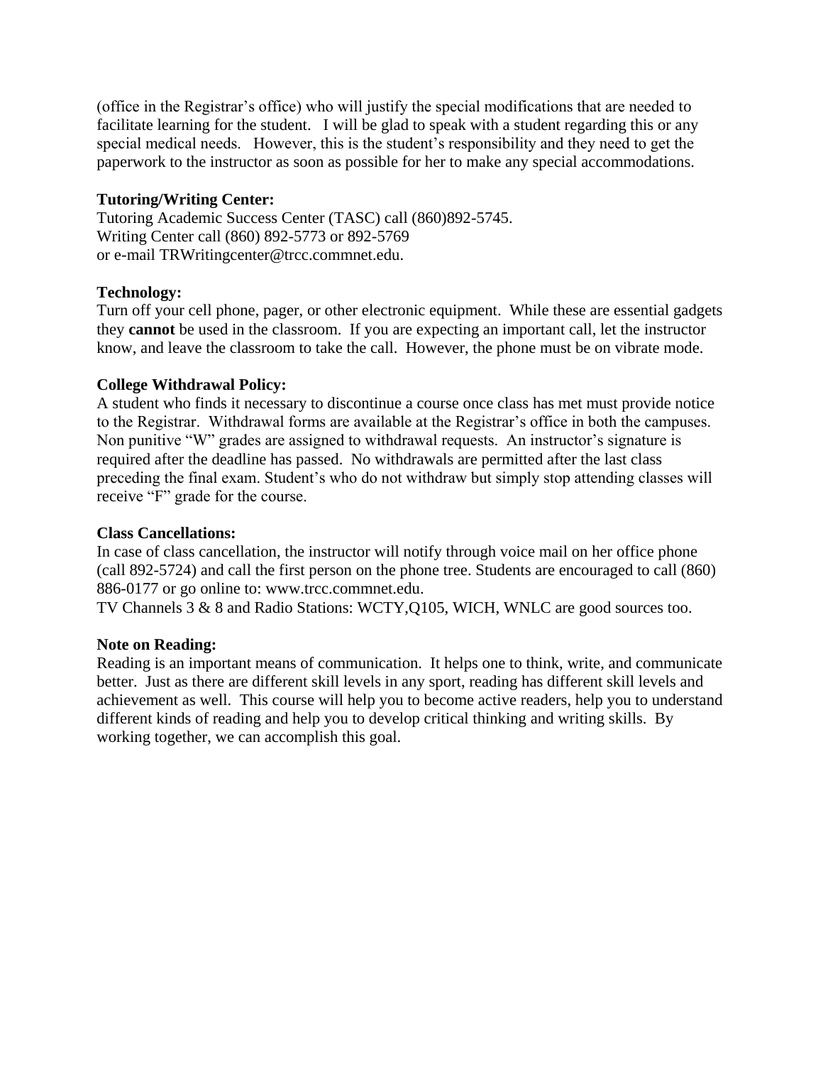(office in the Registrar's office) who will justify the special modifications that are needed to facilitate learning for the student. I will be glad to speak with a student regarding this or any special medical needs. However, this is the student's responsibility and they need to get the paperwork to the instructor as soon as possible for her to make any special accommodations.

**Tutoring/Writing Center:**
Tutoring Academic Success Center (TASC) call (860)892-5745.
Writing Center call (860) 892-5773 or 892-5769
or e-mail TRWritingcenter@trcc.commnet.edu.

**Technology:**
Turn off your cell phone, pager, or other electronic equipment. While these are essential gadgets they **cannot** be used in the classroom. If you are expecting an important call, let the instructor know, and leave the classroom to take the call. However, the phone must be on vibrate mode.

**College Withdrawal Policy:**
A student who finds it necessary to discontinue a course once class has met must provide notice to the Registrar. Withdrawal forms are available at the Registrar's office in both the campuses. Non punitive "W" grades are assigned to withdrawal requests. An instructor's signature is required after the deadline has passed. No withdrawals are permitted after the last class preceding the final exam. Student's who do not withdraw but simply stop attending classes will receive "F" grade for the course.

**Class Cancellations:**
In case of class cancellation, the instructor will notify through voice mail on her office phone (call 892-5724) and call the first person on the phone tree. Students are encouraged to call (860) 886-0177 or go online to: www.trcc.commnet.edu.
TV Channels 3 & 8 and Radio Stations: WCTY,Q105, WICH, WNLC are good sources too.

**Note on Reading:**
Reading is an important means of communication. It helps one to think, write, and communicate better. Just as there are different skill levels in any sport, reading has different skill levels and achievement as well. This course will help you to become active readers, help you to understand different kinds of reading and help you to develop critical thinking and writing skills. By working together, we can accomplish this goal.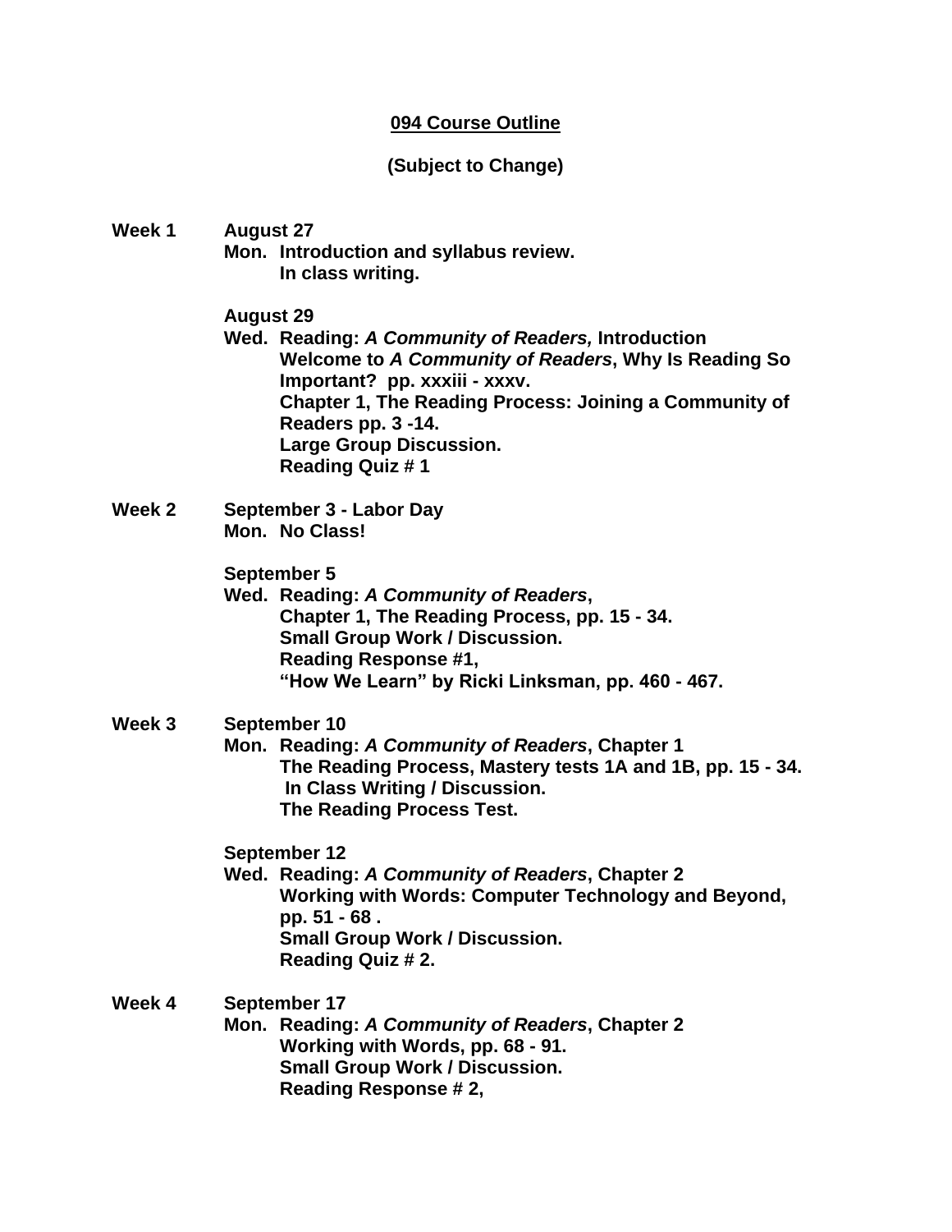**<u>094 Course Outline</u>**

**(Subject to Change)**

**Week 1**

**August 27**
**Mon.** **Introduction and syllabus review.**
**In class writing.**

**August 29**
**Wed.** **Reading: *A Community of Readers,* Introduction**
**Welcome to *A Community of Readers*, Why Is Reading So Important? pp. xxxiii - xxxv.**
**Chapter 1, The Reading Process: Joining a Community of Readers pp. 3 -14.**
**Large Group Discussion.**
**Reading Quiz # 1**

**Week 2**

**September 3 - Labor Day**
**Mon.** **No Class!**

**September 5**
**Wed.** **Reading: *A Community of Readers*,**
**Chapter 1, The Reading Process, pp. 15 - 34.**
**Small Group Work / Discussion.**
**Reading Response #1,**
**"How We Learn" by Ricki Linksman, pp. 460 - 467.**

**Week 3**

**September 10**
**Mon.** **Reading: *A Community of Readers*, Chapter 1**
**The Reading Process, Mastery tests 1A and 1B, pp. 15 - 34.**
**In Class Writing / Discussion.**
**The Reading Process Test.**

**September 12**
**Wed.** **Reading: *A Community of Readers*, Chapter 2**
**Working with Words: Computer Technology and Beyond, pp. 51 - 68 .**
**Small Group Work / Discussion.**
**Reading Quiz # 2.**

**Week 4**

**September 17**
**Mon.** **Reading: *A Community of Readers*, Chapter 2**
**Working with Words, pp. 68 - 91.**
**Small Group Work / Discussion.**
**Reading Response # 2,**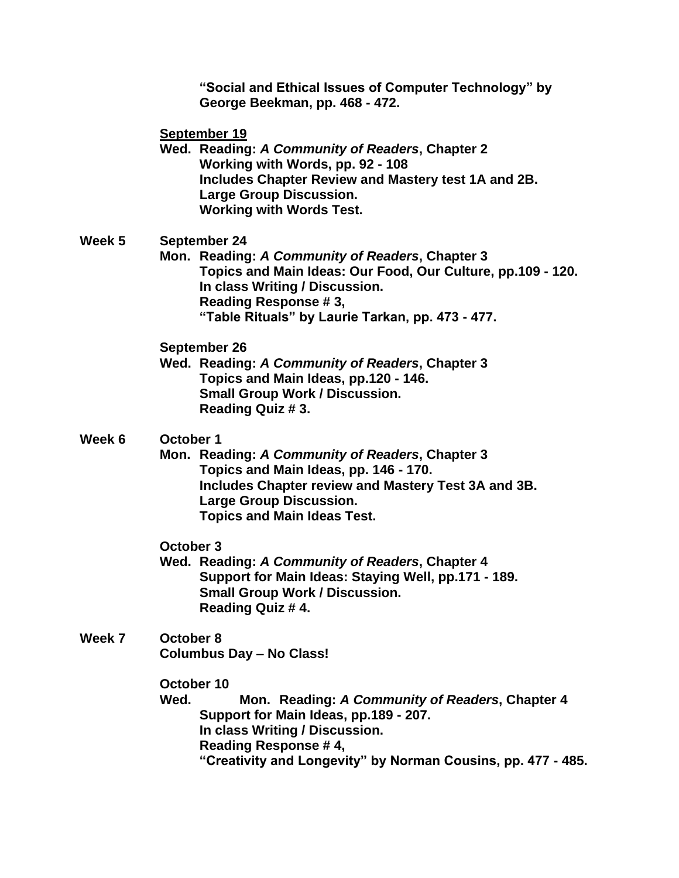**"Social and Ethical Issues of Computer Technology" by George Beekman, pp. 468 - 472.**

**September 19**

**Wed. Reading: *A Community of Readers*, Chapter 2**
**Working with Words, pp. 92 - 108**
**Includes Chapter Review and Mastery test 1A and 2B.**
**Large Group Discussion.**
**Working with Words Test.**

**Week 5 September 24**

**Mon. Reading: *A Community of Readers*, Chapter 3**
**Topics and Main Ideas: Our Food, Our Culture, pp.109 - 120.**
**In class Writing / Discussion.**
**Reading Response # 3,**
**"Table Rituals" by Laurie Tarkan, pp. 473 - 477.**

**September 26**

**Wed. Reading: *A Community of Readers*, Chapter 3**
**Topics and Main Ideas, pp.120 - 146.**
**Small Group Work / Discussion.**
**Reading Quiz # 3.**

**Week 6 October 1**

**Mon. Reading: *A Community of Readers*, Chapter 3**
**Topics and Main Ideas, pp. 146 - 170.**
**Includes Chapter review and Mastery Test 3A and 3B.**
**Large Group Discussion.**
**Topics and Main Ideas Test.**

**October 3**

**Wed. Reading: *A Community of Readers*, Chapter 4**
**Support for Main Ideas: Staying Well, pp.171 - 189.**
**Small Group Work / Discussion.**
**Reading Quiz # 4.**

**Week 7 October 8**

**Columbus Day – No Class!**

**October 10**

**Wed. Mon. Reading: *A Community of Readers*, Chapter 4**
**Support for Main Ideas, pp.189 - 207.**
**In class Writing / Discussion.**
**Reading Response # 4,**
**"Creativity and Longevity" by Norman Cousins, pp. 477 - 485.**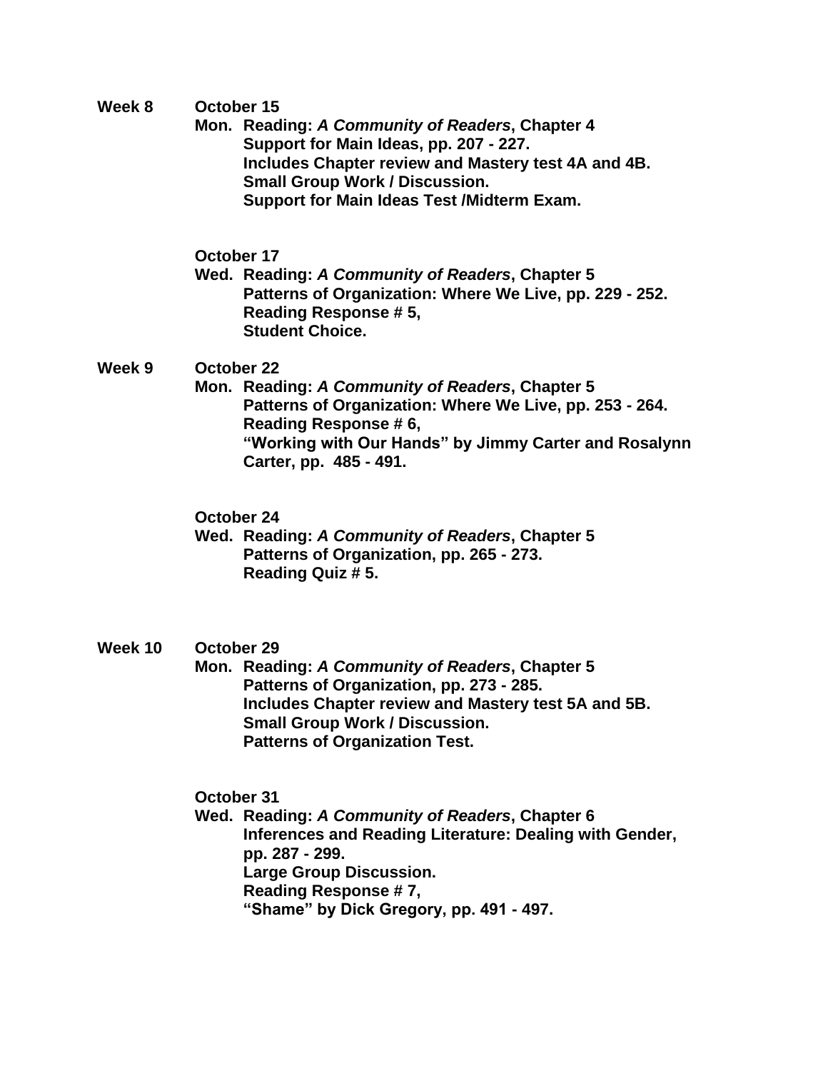**Week 8** **October 15**

**Mon. Reading: *A Community of Readers*, Chapter 4**
**Support for Main Ideas, pp. 207 - 227.**
**Includes Chapter review and Mastery test 4A and 4B.**
**Small Group Work / Discussion.**
**Support for Main Ideas Test /Midterm Exam.**

**October 17**

**Wed. Reading: *A Community of Readers*, Chapter 5**
**Patterns of Organization: Where We Live, pp. 229 - 252.**
**Reading Response # 5,**
**Student Choice.**

**Week 9** **October 22**

**Mon. Reading: *A Community of Readers*, Chapter 5**
**Patterns of Organization: Where We Live, pp. 253 - 264.**
**Reading Response # 6,**
**"Working with Our Hands" by Jimmy Carter and Rosalynn Carter, pp. 485 - 491.**

**October 24**

**Wed. Reading: *A Community of Readers*, Chapter 5**
**Patterns of Organization, pp. 265 - 273.**
**Reading Quiz # 5.**

**Week 10** **October 29**

**Mon. Reading: *A Community of Readers*, Chapter 5**
**Patterns of Organization, pp. 273 - 285.**
**Includes Chapter review and Mastery test 5A and 5B.**
**Small Group Work / Discussion.**
**Patterns of Organization Test.**

**October 31**

**Wed. Reading: *A Community of Readers*, Chapter 6**
**Inferences and Reading Literature: Dealing with Gender, pp. 287 - 299.**
**Large Group Discussion.**
**Reading Response # 7,**
**"Shame" by Dick Gregory, pp. 491 - 497.**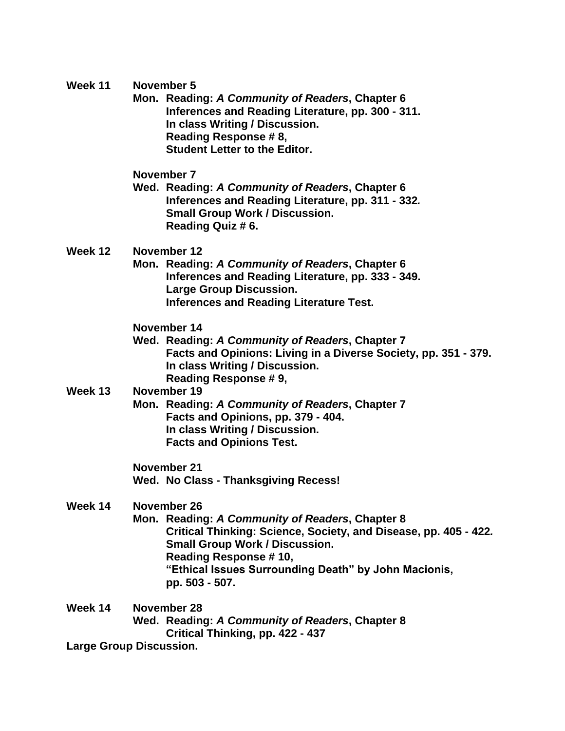**Week 11 November 5**

**Mon. Reading: *A Community of Readers*, Chapter 6**
**Inferences and Reading Literature, pp. 300 - 311.**
**In class Writing / Discussion.**
**Reading Response # 8,**
**Student Letter to the Editor.**

**November 7**

**Wed. Reading: *A Community of Readers*, Chapter 6**
**Inferences and Reading Literature, pp. 311 - 332.**
**Small Group Work / Discussion.**
**Reading Quiz # 6.**

**Week 12 November 12**

**Mon. Reading: *A Community of Readers*, Chapter 6**
**Inferences and Reading Literature, pp. 333 - 349.**
**Large Group Discussion.**
**Inferences and Reading Literature Test.**

**November 14**

**Wed. Reading: *A Community of Readers*, Chapter 7**
**Facts and Opinions: Living in a Diverse Society, pp. 351 - 379.**
**In class Writing / Discussion.**
**Reading Response # 9,**

**Week 13 November 19**

**Mon. Reading: *A Community of Readers*, Chapter 7**
**Facts and Opinions, pp. 379 - 404.**
**In class Writing / Discussion.**
**Facts and Opinions Test.**

**November 21**

**Wed. No Class - Thanksgiving Recess!**

**Week 14 November 26**

**Mon. Reading: *A Community of Readers*, Chapter 8**
**Critical Thinking: Science, Society, and Disease, pp. 405 - 422.**
**Small Group Work / Discussion.**
**Reading Response # 10,**
**"Ethical Issues Surrounding Death" by John Macionis,**
**pp. 503 - 507.**

**Week 14 November 28**

**Wed. Reading: *A Community of Readers*, Chapter 8**
**Critical Thinking, pp. 422 - 437**
**Large Group Discussion.**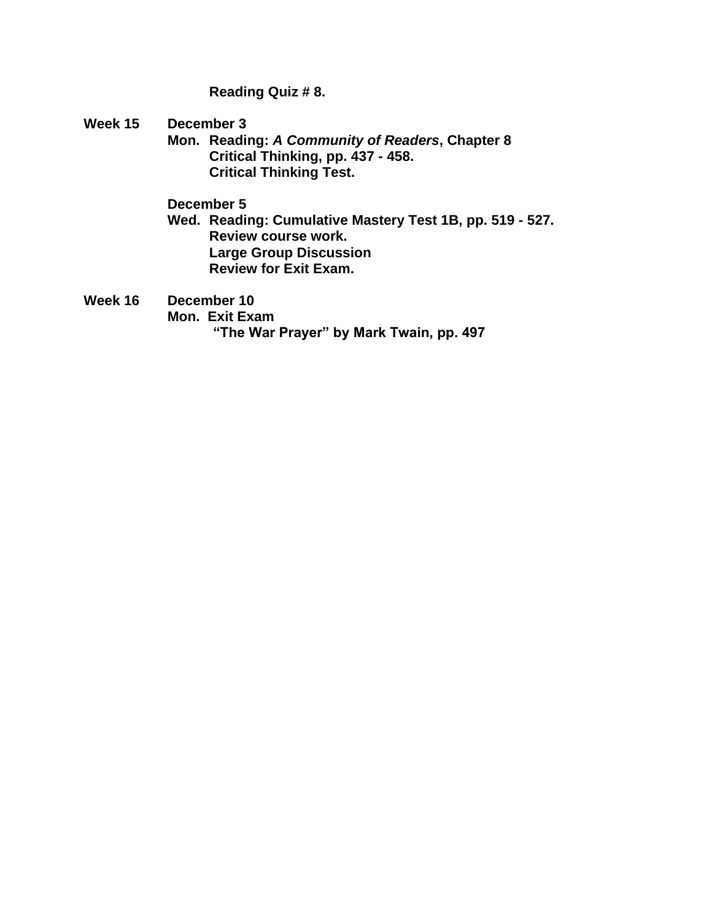**Reading Quiz # 8.**

**Week 15** **December 3**

**Mon. Reading: *A Community of Readers*, Chapter 8**
**Critical Thinking, pp. 437 - 458.**
**Critical Thinking Test.**

**December 5**

**Wed. Reading: Cumulative Mastery Test 1B, pp. 519 - 527.**
**Review course work.**
**Large Group Discussion**
**Review for Exit Exam.**

**Week 16** **December 10**

**Mon. Exit Exam**
**"The War Prayer" by Mark Twain, pp. 497**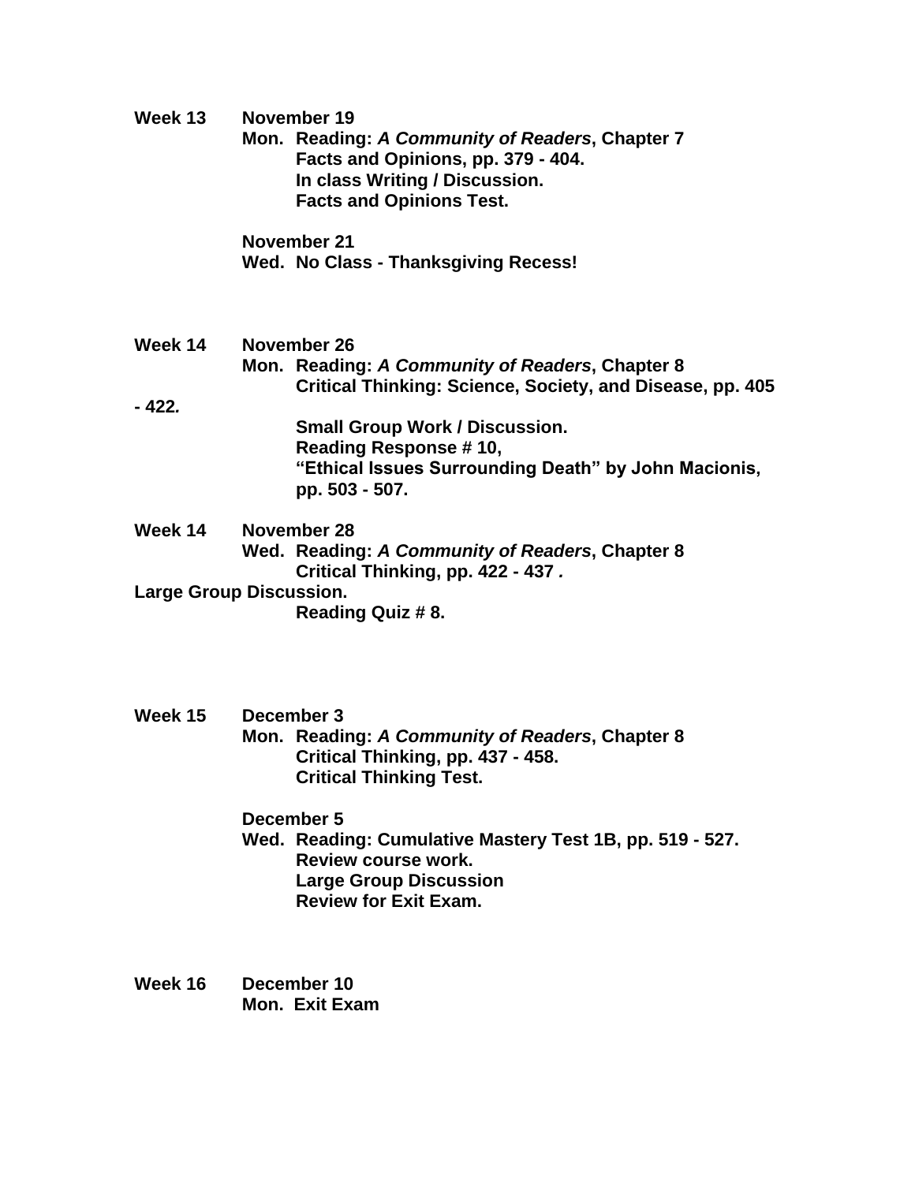**Week 13 November 19**
**Mon. Reading: *A Community of Readers*, Chapter 7**
**Facts and Opinions, pp. 379 - 404.**
**In class Writing / Discussion.**
**Facts and Opinions Test.**

**November 21**
**Wed. No Class - Thanksgiving Recess!**

**Week 14 November 26**
**Mon. Reading: *A Community of Readers*, Chapter 8**
**Critical Thinking: Science, Society, and Disease, pp. 405 - 422.**
**Small Group Work / Discussion.**
**Reading Response # 10,**
**"Ethical Issues Surrounding Death" by John Macionis, pp. 503 - 507.**

**Week 14 November 28**
**Wed. Reading: *A Community of Readers*, Chapter 8**
**Critical Thinking, pp. 422 - 437 .**
**Large Group Discussion.**
**Reading Quiz # 8.**

**Week 15 December 3**
**Mon. Reading: *A Community of Readers*, Chapter 8**
**Critical Thinking, pp. 437 - 458.**
**Critical Thinking Test.**

**December 5**
**Wed. Reading: Cumulative Mastery Test 1B, pp. 519 - 527.**
**Review course work.**
**Large Group Discussion**
**Review for Exit Exam.**

**Week 16 December 10**
**Mon. Exit Exam**